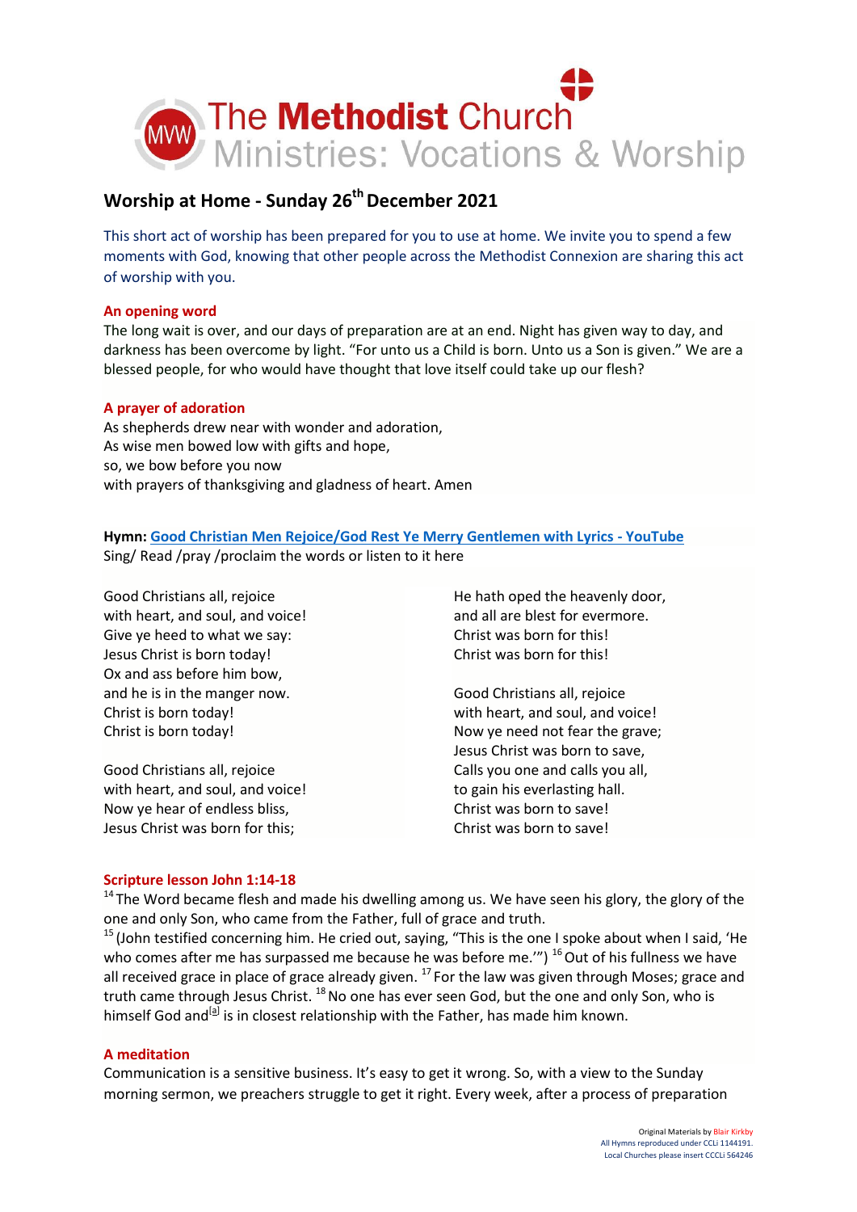# The Methodist Church
## Ministries: Vocations & Worship

## Worship at Home - Sunday 26th December 2021

This short act of worship has been prepared for you to use at home. We invite you to spend a few moments with God, knowing that other people across the Methodist Connexion are sharing this act of worship with you.

### An opening word

The long wait is over, and our days of preparation are at an end. Night has given way to day, and darkness has been overcome by light. "For unto us a Child is born. Unto us a Son is given." We are a blessed people, for who would have thought that love itself could take up our flesh?

### A prayer of adoration

As shepherds drew near with wonder and adoration,
As wise men bowed low with gifts and hope,
so, we bow before you now
with prayers of thanksgiving and gladness of heart. Amen

**Hymn:** [Good Christian Men Rejoice/God Rest Ye Merry Gentlemen with Lyrics - YouTube]
Sing/ Read /pray /proclaim the words or listen to it here

Good Christians all, rejoice
with heart, and soul, and voice!
Give ye heed to what we say:
Jesus Christ is born today!
Ox and ass before him bow,
and he is in the manger now.
Christ is born today!
Christ is born today!

Good Christians all, rejoice
with heart, and soul, and voice!
Now ye hear of endless bliss,
Jesus Christ was born for this;
He hath oped the heavenly door,
and all are blest for evermore.
Christ was born for this!
Christ was born for this!

Good Christians all, rejoice
with heart, and soul, and voice!
Now ye need not fear the grave;
Jesus Christ was born to save,
Calls you one and calls you all,
to gain his everlasting hall.
Christ was born to save!
Christ was born to save!

### Scripture lesson John 1:14-18

[14] The Word became flesh and made his dwelling among us. We have seen his glory, the glory of the one and only Son, who came from the Father, full of grace and truth.
[15] (John testified concerning him. He cried out, saying, "This is the one I spoke about when I said, 'He who comes after me has surpassed me because he was before me.'") [16] Out of his fullness we have all received grace in place of grace already given. [17] For the law was given through Moses; grace and truth came through Jesus Christ. [18] No one has ever seen God, but the one and only Son, who is himself God and[a] is in closest relationship with the Father, has made him known.

### A meditation

Communication is a sensitive business. It's easy to get it wrong. So, with a view to the Sunday morning sermon, we preachers struggle to get it right. Every week, after a process of preparation

Original Materials by Blair Kirkby
All Hymns reproduced under CCLi 1144191.
Local Churches please insert CCCLi 564246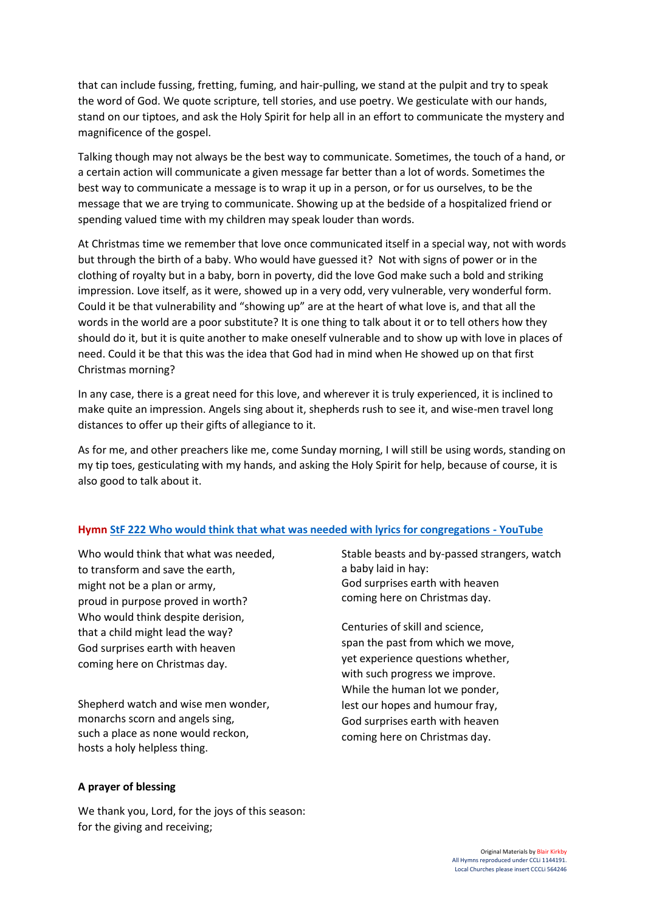that can include fussing, fretting, fuming, and hair-pulling, we stand at the pulpit and try to speak the word of God. We quote scripture, tell stories, and use poetry. We gesticulate with our hands, stand on our tiptoes, and ask the Holy Spirit for help all in an effort to communicate the mystery and magnificence of the gospel.

Talking though may not always be the best way to communicate. Sometimes, the touch of a hand, or a certain action will communicate a given message far better than a lot of words. Sometimes the best way to communicate a message is to wrap it up in a person, or for us ourselves, to be the message that we are trying to communicate. Showing up at the bedside of a hospitalized friend or spending valued time with my children may speak louder than words.

At Christmas time we remember that love once communicated itself in a special way, not with words but through the birth of a baby. Who would have guessed it? Not with signs of power or in the clothing of royalty but in a baby, born in poverty, did the love God make such a bold and striking impression. Love itself, as it were, showed up in a very odd, very vulnerable, very wonderful form. Could it be that vulnerability and "showing up" are at the heart of what love is, and that all the words in the world are a poor substitute? It is one thing to talk about it or to tell others how they should do it, but it is quite another to make oneself vulnerable and to show up with love in places of need. Could it be that this was the idea that God had in mind when He showed up on that first Christmas morning?

In any case, there is a great need for this love, and wherever it is truly experienced, it is inclined to make quite an impression. Angels sing about it, shepherds rush to see it, and wise-men travel long distances to offer up their gifts of allegiance to it.

As for me, and other preachers like me, come Sunday morning, I will still be using words, standing on my tip toes, gesticulating with my hands, and asking the Holy Spirit for help, because of course, it is also good to talk about it.

**Hymn StF 222 Who would think that what was needed with lyrics for congregations - YouTube**

Who would think that what was needed,
to transform and save the earth,
might not be a plan or army,
proud in purpose proved in worth?
Who would think despite derision,
that a child might lead the way?
God surprises earth with heaven
coming here on Christmas day.

Shepherd watch and wise men wonder,
monarchs scorn and angels sing,
such a place as none would reckon,
hosts a holy helpless thing.
Stable beasts and by-passed strangers, watch
a baby laid in hay:
God surprises earth with heaven
coming here on Christmas day.

Centuries of skill and science,
span the past from which we move,
yet experience questions whether,
with such progress we improve.
While the human lot we ponder,
lest our hopes and humour fray,
God surprises earth with heaven
coming here on Christmas day.

**A prayer of blessing**

We thank you, Lord, for the joys of this season:
for the giving and receiving;

Original Materials by Blair Kirkby
All Hymns reproduced under CCLi 1144191.
Local Churches please insert CCCLi 564246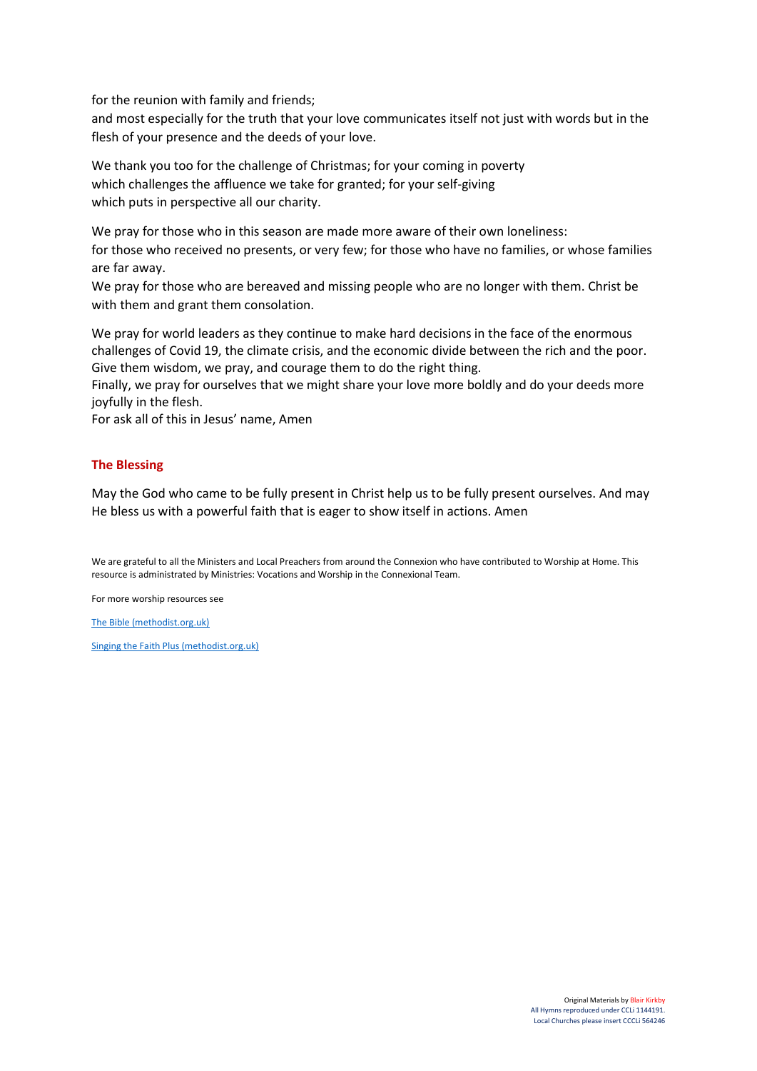for the reunion with family and friends;
and most especially for the truth that your love communicates itself not just with words but in the flesh of your presence and the deeds of your love.

We thank you too for the challenge of Christmas; for your coming in poverty
which challenges the affluence we take for granted; for your self-giving
which puts in perspective all our charity.

We pray for those who in this season are made more aware of their own loneliness:
for those who received no presents, or very few; for those who have no families, or whose families are far away.
We pray for those who are bereaved and missing people who are no longer with them. Christ be with them and grant them consolation.

We pray for world leaders as they continue to make hard decisions in the face of the enormous challenges of Covid 19, the climate crisis, and the economic divide between the rich and the poor. Give them wisdom, we pray, and courage them to do the right thing.
Finally, we pray for ourselves that we might share your love more boldly and do your deeds more joyfully in the flesh.
For ask all of this in Jesus' name, Amen

## The Blessing

May the God who came to be fully present in Christ help us to be fully present ourselves. And may He bless us with a powerful faith that is eager to show itself in actions. Amen

We are grateful to all the Ministers and Local Preachers from around the Connexion who have contributed to Worship at Home. This resource is administrated by Ministries: Vocations and Worship in the Connexional Team.

For more worship resources see

[The Bible (methodist.org.uk)]

[Singing the Faith Plus (methodist.org.uk)]

Original Materials by Blair Kirkby
All Hymns reproduced under CCLi 1144191.
Local Churches please insert CCCLi 564246